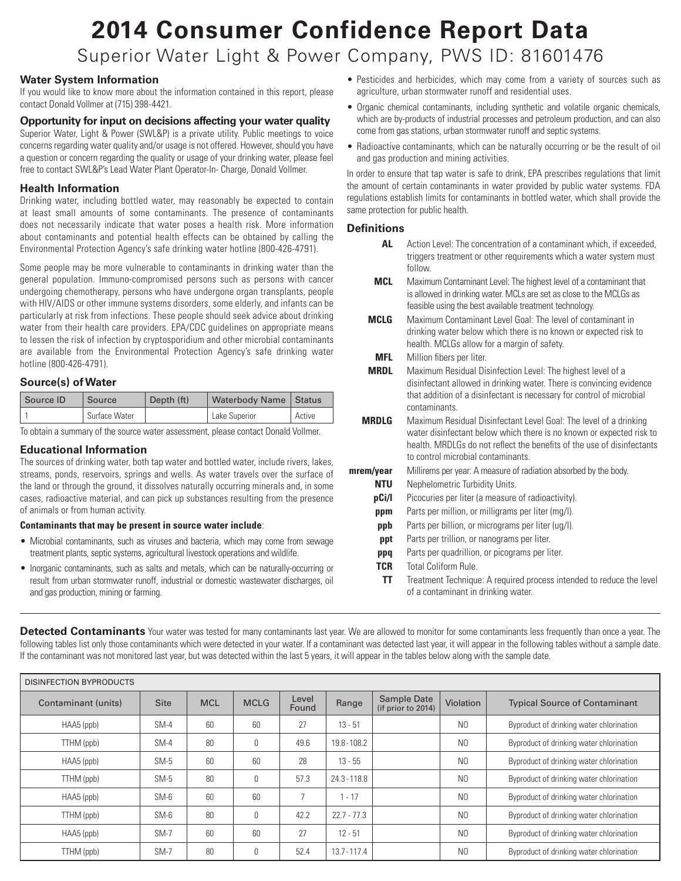# 2014 Consumer Confidence Report Data

## Superior Water Light & Power Company, PWS ID: 81601476

### Water System Information

If you would like to know more about the information contained in this report, please contact Donald Vollmer at (715) 398-4421.

### Opportunity for input on decisions affecting your water quality

Superior Water, Light & Power (SWL&P) is a private utility. Public meetings to voice concerns regarding water quality and/or usage is not offered. However, should you have a question or concern regarding the quality or usage of your drinking water, please feel free to contact SWL&P's Lead Water Plant Operator-In- Charge, Donald Vollmer.

### Health Information

Drinking water, including bottled water, may reasonably be expected to contain at least small amounts of some contaminants. The presence of contaminants does not necessarily indicate that water poses a health risk. More information about contaminants and potential health effects can be obtained by calling the Environmental Protection Agency's safe drinking water hotline (800-426-4791).

Some people may be more vulnerable to contaminants in drinking water than the general population. Immuno-compromised persons such as persons with cancer undergoing chemotherapy, persons who have undergone organ transplants, people with HIV/AIDS or other immune systems disorders, some elderly, and infants can be particularly at risk from infections. These people should seek advice about drinking water from their health care providers. EPA/CDC guidelines on appropriate means to lessen the risk of infection by cryptosporidium and other microbial contaminants are available from the Environmental Protection Agency's safe drinking water hotline (800-426-4791).

### Source(s) of Water

| Source ID | Source | Depth (ft) | Waterbody Name | Status |
|---|---|---|---|---|
| 1 | Surface Water | | Lake Superior | Active |

To obtain a summary of the source water assessment, please contact Donald Vollmer.

### Educational Information

The sources of drinking water, both tap water and bottled water, include rivers, lakes, streams, ponds, reservoirs, springs and wells. As water travels over the surface of the land or through the ground, it dissolves naturally occurring minerals and, in some cases, radioactive material, and can pick up substances resulting from the presence of animals or from human activity.

**Contaminants that may be present in source water include**:

- Microbial contaminants, such as viruses and bacteria, which may come from sewage treatment plants, septic systems, agricultural livestock operations and wildlife.
- Inorganic contaminants, such as salts and metals, which can be naturally-occurring or result from urban stormwater runoff, industrial or domestic wastewater discharges, oil and gas production, mining or farming.
- Pesticides and herbicides, which may come from a variety of sources such as agriculture, urban stormwater runoff and residential uses.
- Organic chemical contaminants, including synthetic and volatile organic chemicals, which are by-products of industrial processes and petroleum production, and can also come from gas stations, urban stormwater runoff and septic systems.
- Radioactive contaminants, which can be naturally occurring or be the result of oil and gas production and mining activities.

In order to ensure that tap water is safe to drink, EPA prescribes regulations that limit the amount of certain contaminants in water provided by public water systems. FDA regulations establish limits for contaminants in bottled water, which shall provide the same protection for public health.

### Definitions

| Term | Definition |
|---|---|
| **AL** | Action Level: The concentration of a contaminant which, if exceeded, triggers treatment or other requirements which a water system must follow. |
| **MCL** | Maximum Contaminant Level: The highest level of a contaminant that is allowed in drinking water. MCLs are set as close to the MCLGs as feasible using the best available treatment technology. |
| **MCLG** | Maximum Contaminant Level Goal: The level of contaminant in drinking water below which there is no known or expected risk to health. MCLGs allow for a margin of safety. |
| **MFL** | Million fibers per liter. |
| **MRDL** | Maximum Residual Disinfection Level: The highest level of a disinfectant allowed in drinking water. There is convincing evidence that addition of a disinfectant is necessary for control of microbial contaminants. |
| **MRDLG** | Maximum Residual Disinfectant Level Goal: The level of a drinking water disinfectant below which there is no known or expected risk to health. MRDLGs do not reflect the benefits of the use of disinfectants to control microbial contaminants. |
| **mrem/year** | Millirems per year: A measure of radiation absorbed by the body. |
| **NTU** | Nephelometric Turbidity Units. |
| **pCi/l** | Picocuries per liter (a measure of radioactivity). |
| **ppm** | Parts per million, or milligrams per liter (mg/l). |
| **ppb** | Parts per billion, or micrograms per liter (ug/l). |
| **ppt** | Parts per trillion, or nanograms per liter. |
| **ppq** | Parts per quadrillion, or picograms per liter. |
| **TCR** | Total Coliform Rule. |
| **TT** | Treatment Technique: A required process intended to reduce the level of a contaminant in drinking water. |

**Detected Contaminants** Your water was tested for many contaminants last year. We are allowed to monitor for some contaminants less frequently than once a year. The following tables list only those contaminants which were detected in your water. If a contaminant was detected last year, it will appear in the following tables without a sample date. If the contaminant was not monitored last year, but was detected within the last 5 years, it will appear in the tables below along with the sample date.

| DISINFECTION BYPRODUCTS | | | | | | | | |
|---|---|---|---|---|---|---|---|---|
| Contaminant (units) | Site | MCL | MCLG | Level Found | Range | Sample Date (if prior to 2014) | Violation | Typical Source of Contaminant |
| HAA5 (ppb) | SM-4 | 60 | 60 | 27 | 13 - 51 | | NO | Byproduct of drinking water chlorination |
| TTHM (ppb) | SM-4 | 80 | 0 | 49.6 | 19.8 - 108.2 | | NO | Byproduct of drinking water chlorination |
| HAA5 (ppb) | SM-5 | 60 | 60 | 28 | 13 - 55 | | NO | Byproduct of drinking water chlorination |
| TTHM (ppb) | SM-5 | 80 | 0 | 57.3 | 24.3 - 118.8 | | NO | Byproduct of drinking water chlorination |
| HAA5 (ppb) | SM-6 | 60 | 60 | 7 | 1 - 17 | | NO | Byproduct of drinking water chlorination |
| TTHM (ppb) | SM-6 | 80 | 0 | 42.2 | 22.7 - 77.3 | | NO | Byproduct of drinking water chlorination |
| HAA5 (ppb) | SM-7 | 60 | 60 | 27 | 12 - 51 | | NO | Byproduct of drinking water chlorination |
| TTHM (ppb) | SM-7 | 80 | 0 | 52.4 | 13.7 - 117.4 | | NO | Byproduct of drinking water chlorination |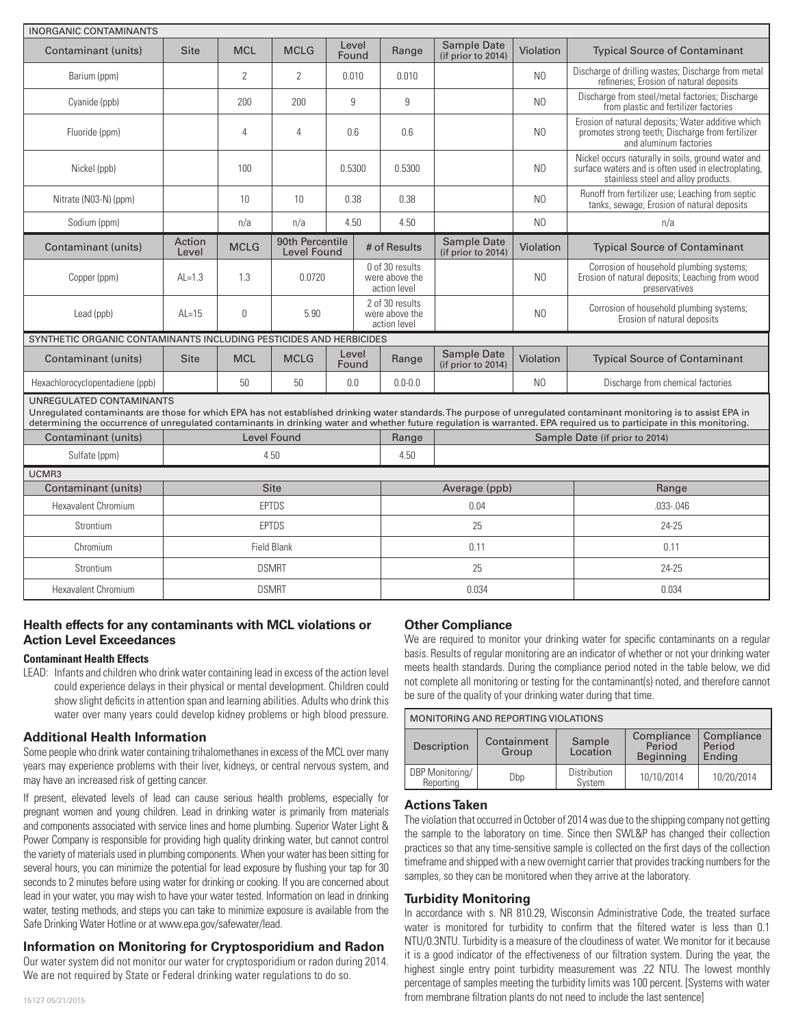| INORGANIC CONTAMINANTS | | | | | | | | |
|---|---|---|---|---|---|---|---|---|
| Contaminant (units) | Site | MCL | MCLG | Level Found | Range | Sample Date (if prior to 2014) | Violation | Typical Source of Contaminant |
| Barium (ppm) | | 2 | 2 | 0.010 | 0.010 | | NO | Discharge of drilling wastes; Discharge from metal refineries; Erosion of natural deposits |
| Cyanide (ppb) | | 200 | 200 | 9 | 9 | | NO | Discharge from steel/metal factories; Discharge from plastic and fertilizer factories |
| Fluoride (ppm) | | 4 | 4 | 0.6 | 0.6 | | NO | Erosion of natural deposits; Water additive which promotes strong teeth; Discharge from fertilizer and aluminum factories |
| Nickel (ppb) | | 100 | | 0.5300 | 0.5300 | | NO | Nickel occurs naturally in soils, ground water and surface waters and is often used in electroplating, stainless steel and alloy products. |
| Nitrate (N03-N) (ppm) | | 10 | 10 | 0.38 | 0.38 | | NO | Runoff from fertilizer use; Leaching from septic tanks, sewage; Erosion of natural deposits |
| Sodium (ppm) | | n/a | n/a | 4.50 | 4.50 | | NO | n/a |

| Contaminant (units) | Action Level | MCLG | 90th Percentile Level Found | # of Results | Sample Date (if prior to 2014) | Violation | Typical Source of Contaminant |
|---|---|---|---|---|---|---|---|
| Copper (ppm) | AL=1.3 | 1.3 | 0.0720 | 0 of 30 results were above the action level | | NO | Corrosion of household plumbing systems; Erosion of natural deposits; Leaching from wood preservatives |
| Lead (ppb) | AL=15 | 0 | 5.90 | 2 of 30 results were above the action level | | NO | Corrosion of household plumbing systems; Erosion of natural deposits |

| SYNTHETIC ORGANIC CONTAMINANTS INCLUDING PESTICIDES AND HERBICIDES | | | | | | | | |
|---|---|---|---|---|---|---|---|---|
| Contaminant (units) | Site | MCL | MCLG | Level Found | Range | Sample Date (if prior to 2014) | Violation | Typical Source of Contaminant |
| Hexachlorocyclopentadiene (ppb) | | 50 | 50 | 0.0 | 0.0-0.0 | | NO | Discharge from chemical factories |

UNREGULATED CONTAMINANTS

Unregulated contaminants are those for which EPA has not established drinking water standards. The purpose of unregulated contaminant monitoring is to assist EPA in determining the occurrence of unregulated contaminants in drinking water and whether future regulation is warranted. EPA required us to participate in this monitoring.

| Contaminant (units) | Level Found | Range | Sample Date (if prior to 2014) |
|---|---|---|---|
| Sulfate (ppm) | 4.50 | 4.50 | |

| UCMR3 | | | |
|---|---|---|---|
| Contaminant (units) | Site | Average (ppb) | Range |
| Hexavalent Chromium | EPTDS | 0.04 | .033-.046 |
| Strontium | EPTDS | 25 | 24-25 |
| Chromium | Field Blank | 0.11 | 0.11 |
| Strontium | DSMRT | 25 | 24-25 |
| Hexavalent Chromium | DSMRT | 0.034 | 0.034 |

## Health effects for any contaminants with MCL violations or Action Level Exceedances

**Contaminant Health Effects**

LEAD: Infants and children who drink water containing lead in excess of the action level could experience delays in their physical or mental development. Children could show slight deficits in attention span and learning abilities. Adults who drink this water over many years could develop kidney problems or high blood pressure.

## Additional Health Information

Some people who drink water containing trihalomethanes in excess of the MCL over many years may experience problems with their liver, kidneys, or central nervous system, and may have an increased risk of getting cancer.

If present, elevated levels of lead can cause serious health problems, especially for pregnant women and young children. Lead in drinking water is primarily from materials and components associated with service lines and home plumbing. Superior Water Light & Power Company is responsible for providing high quality drinking water, but cannot control the variety of materials used in plumbing components. When your water has been sitting for several hours, you can minimize the potential for lead exposure by flushing your tap for 30 seconds to 2 minutes before using water for drinking or cooking. If you are concerned about lead in your water, you may wish to have your water tested. Information on lead in drinking water, testing methods, and steps you can take to minimize exposure is available from the Safe Drinking Water Hotline or at www.epa.gov/safewater/lead.

## Information on Monitoring for Cryptosporidium and Radon

Our water system did not monitor our water for cryptosporidium or radon during 2014. We are not required by State or Federal drinking water regulations to do so.

## Other Compliance

We are required to monitor your drinking water for specific contaminants on a regular basis. Results of regular monitoring are an indicator of whether or not your drinking water meets health standards. During the compliance period noted in the table below, we did not complete all monitoring or testing for the contaminant(s) noted, and therefore cannot be sure of the quality of your drinking water during that time.

| MONITORING AND REPORTING VIOLATIONS | | | | |
|---|---|---|---|---|
| Description | Containment Group | Sample Location | Compliance Period Beginning | Compliance Period Ending |
| DBP Monitoring/ Reporting | Dbp | Distribution System | 10/10/2014 | 10/20/2014 |

## Actions Taken

The violation that occurred in October of 2014 was due to the shipping company not getting the sample to the laboratory on time. Since then SWL&P has changed their collection practices so that any time-sensitive sample is collected on the first days of the collection timeframe and shipped with a new overnight carrier that provides tracking numbers for the samples, so they can be monitored when they arrive at the laboratory.

## Turbidity Monitoring

In accordance with s. NR 810.29, Wisconsin Administrative Code, the treated surface water is monitored for turbidity to confirm that the filtered water is less than 0.1 NTU/0.3NTU. Turbidity is a measure of the cloudiness of water. We monitor for it because it is a good indicator of the effectiveness of our filtration system. During the year, the highest single entry point turbidity measurement was .22 NTU. The lowest monthly percentage of samples meeting the turbidity limits was 100 percent. [Systems with water from membrane filtration plants do not need to include the last sentence]

15127 05/21/2015